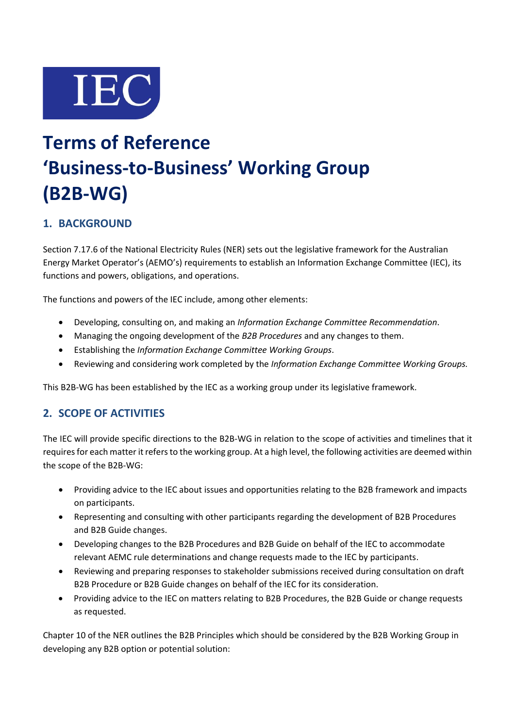IEC

# Terms of Reference 'Business-to-Business' Working Group (B2B-WG)

## 1. BACKGROUND

Section 7.17.6 of the National Electricity Rules (NER) sets out the legislative framework for the Australian Energy Market Operator's (AEMO's) requirements to establish an Information Exchange Committee (IEC), its functions and powers, obligations, and operations.

The functions and powers of the IEC include, among other elements:

- Developing, consulting on, and making an *Information Exchange Committee Recommendation*.
- Managing the ongoing development of the *B2B Procedures* and any changes to them.
- Establishing the *Information Exchange Committee Working Groups*.
- Reviewing and considering work completed by the *Information Exchange Committee Working Groups.*

This B2B-WG has been established by the IEC as a working group under its legislative framework.

## 2. SCOPE OF ACTIVITIES

The IEC will provide specific directions to the B2B-WG in relation to the scope of activities and timelines that it requires for each matter it refers to the working group. At a high level, the following activities are deemed within the scope of the B2B-WG:

- Providing advice to the IEC about issues and opportunities relating to the B2B framework and impacts on participants.
- Representing and consulting with other participants regarding the development of B2B Procedures and B2B Guide changes.
- Developing changes to the B2B Procedures and B2B Guide on behalf of the IEC to accommodate relevant AEMC rule determinations and change requests made to the IEC by participants.
- Reviewing and preparing responses to stakeholder submissions received during consultation on draft B2B Procedure or B2B Guide changes on behalf of the IEC for its consideration.
- Providing advice to the IEC on matters relating to B2B Procedures, the B2B Guide or change requests as requested.

Chapter 10 of the NER outlines the B2B Principles which should be considered by the B2B Working Group in developing any B2B option or potential solution: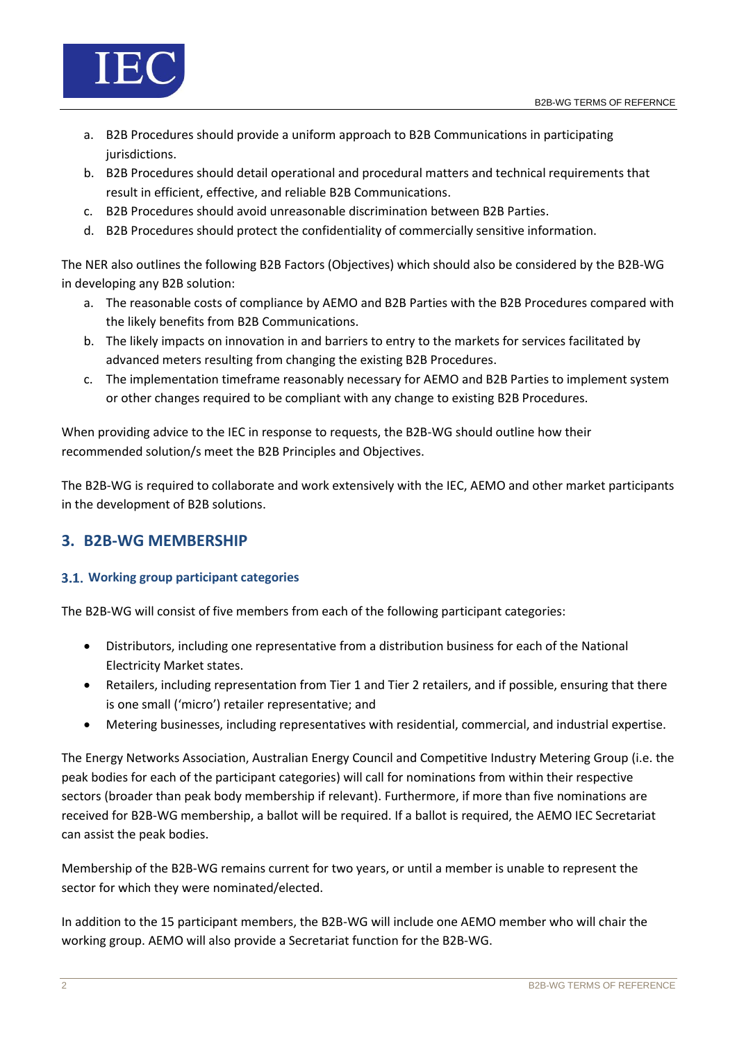a. B2B Procedures should provide a uniform approach to B2B Communications in participating jurisdictions.
b. B2B Procedures should detail operational and procedural matters and technical requirements that result in efficient, effective, and reliable B2B Communications.
c. B2B Procedures should avoid unreasonable discrimination between B2B Parties.
d. B2B Procedures should protect the confidentiality of commercially sensitive information.

The NER also outlines the following B2B Factors (Objectives) which should also be considered by the B2B-WG in developing any B2B solution:

a. The reasonable costs of compliance by AEMO and B2B Parties with the B2B Procedures compared with the likely benefits from B2B Communications.
b. The likely impacts on innovation in and barriers to entry to the markets for services facilitated by advanced meters resulting from changing the existing B2B Procedures.
c. The implementation timeframe reasonably necessary for AEMO and B2B Parties to implement system or other changes required to be compliant with any change to existing B2B Procedures.

When providing advice to the IEC in response to requests, the B2B-WG should outline how their recommended solution/s meet the B2B Principles and Objectives.

The B2B-WG is required to collaborate and work extensively with the IEC, AEMO and other market participants in the development of B2B solutions.

## 3. B2B-WG MEMBERSHIP

### 3.1. Working group participant categories

The B2B-WG will consist of five members from each of the following participant categories:

- Distributors, including one representative from a distribution business for each of the National Electricity Market states.
- Retailers, including representation from Tier 1 and Tier 2 retailers, and if possible, ensuring that there is one small ('micro') retailer representative; and
- Metering businesses, including representatives with residential, commercial, and industrial expertise.

The Energy Networks Association, Australian Energy Council and Competitive Industry Metering Group (i.e. the peak bodies for each of the participant categories) will call for nominations from within their respective sectors (broader than peak body membership if relevant). Furthermore, if more than five nominations are received for B2B-WG membership, a ballot will be required. If a ballot is required, the AEMO IEC Secretariat can assist the peak bodies.

Membership of the B2B-WG remains current for two years, or until a member is unable to represent the sector for which they were nominated/elected.

In addition to the 15 participant members, the B2B-WG will include one AEMO member who will chair the working group. AEMO will also provide a Secretariat function for the B2B-WG.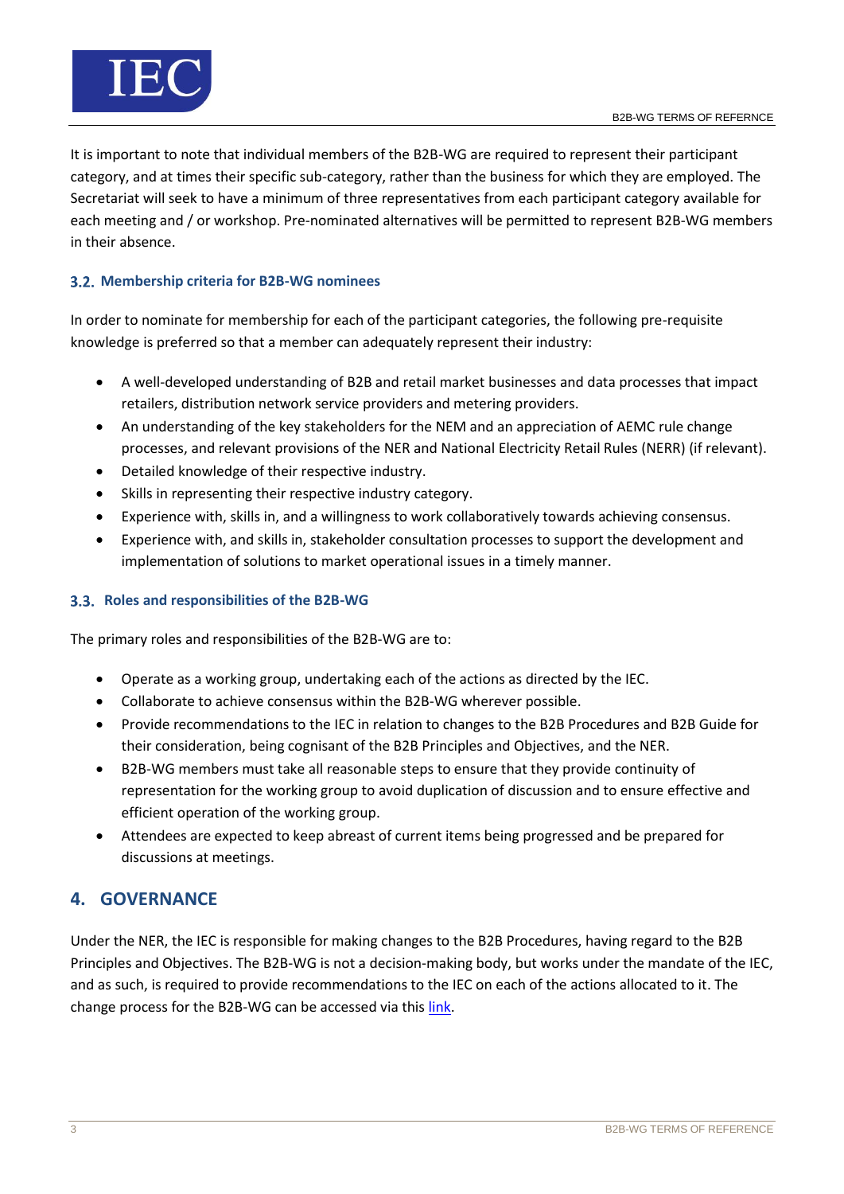It is important to note that individual members of the B2B-WG are required to represent their participant category, and at times their specific sub-category, rather than the business for which they are employed. The Secretariat will seek to have a minimum of three representatives from each participant category available for each meeting and / or workshop. Pre-nominated alternatives will be permitted to represent B2B-WG members in their absence.

### 3.2. Membership criteria for B2B-WG nominees

In order to nominate for membership for each of the participant categories, the following pre-requisite knowledge is preferred so that a member can adequately represent their industry:

- A well-developed understanding of B2B and retail market businesses and data processes that impact retailers, distribution network service providers and metering providers.
- An understanding of the key stakeholders for the NEM and an appreciation of AEMC rule change processes, and relevant provisions of the NER and National Electricity Retail Rules (NERR) (if relevant).
- Detailed knowledge of their respective industry.
- Skills in representing their respective industry category.
- Experience with, skills in, and a willingness to work collaboratively towards achieving consensus.
- Experience with, and skills in, stakeholder consultation processes to support the development and implementation of solutions to market operational issues in a timely manner.

### 3.3. Roles and responsibilities of the B2B-WG

The primary roles and responsibilities of the B2B-WG are to:

- Operate as a working group, undertaking each of the actions as directed by the IEC.
- Collaborate to achieve consensus within the B2B-WG wherever possible.
- Provide recommendations to the IEC in relation to changes to the B2B Procedures and B2B Guide for their consideration, being cognisant of the B2B Principles and Objectives, and the NER.
- B2B-WG members must take all reasonable steps to ensure that they provide continuity of representation for the working group to avoid duplication of discussion and to ensure effective and efficient operation of the working group.
- Attendees are expected to keep abreast of current items being progressed and be prepared for discussions at meetings.

## 4. GOVERNANCE

Under the NER, the IEC is responsible for making changes to the B2B Procedures, having regard to the B2B Principles and Objectives. The B2B-WG is not a decision-making body, but works under the mandate of the IEC, and as such, is required to provide recommendations to the IEC on each of the actions allocated to it. The change process for the B2B-WG can be accessed via this link.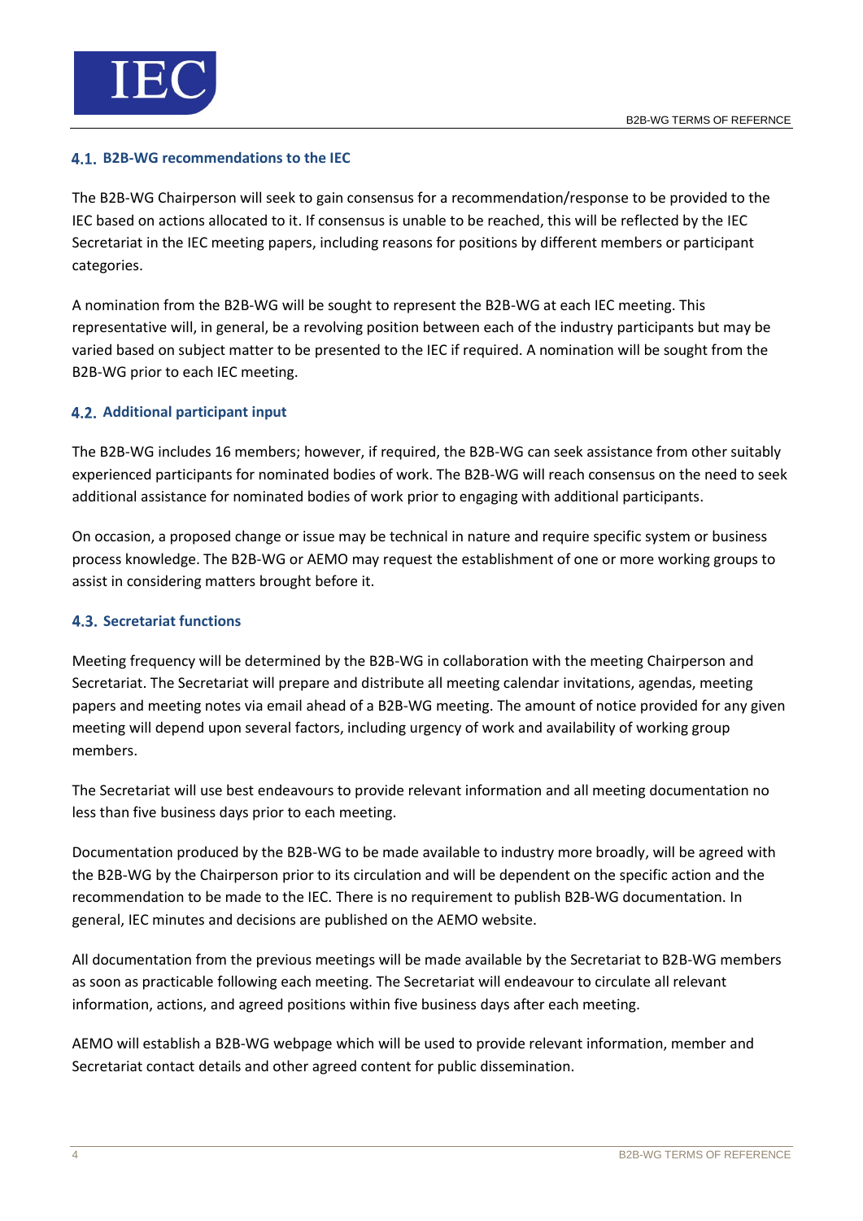### 4.1. B2B-WG recommendations to the IEC

The B2B-WG Chairperson will seek to gain consensus for a recommendation/response to be provided to the IEC based on actions allocated to it. If consensus is unable to be reached, this will be reflected by the IEC Secretariat in the IEC meeting papers, including reasons for positions by different members or participant categories.

A nomination from the B2B-WG will be sought to represent the B2B-WG at each IEC meeting. This representative will, in general, be a revolving position between each of the industry participants but may be varied based on subject matter to be presented to the IEC if required. A nomination will be sought from the B2B-WG prior to each IEC meeting.

### 4.2. Additional participant input

The B2B-WG includes 16 members; however, if required, the B2B-WG can seek assistance from other suitably experienced participants for nominated bodies of work. The B2B-WG will reach consensus on the need to seek additional assistance for nominated bodies of work prior to engaging with additional participants.

On occasion, a proposed change or issue may be technical in nature and require specific system or business process knowledge. The B2B-WG or AEMO may request the establishment of one or more working groups to assist in considering matters brought before it.

### 4.3. Secretariat functions

Meeting frequency will be determined by the B2B-WG in collaboration with the meeting Chairperson and Secretariat. The Secretariat will prepare and distribute all meeting calendar invitations, agendas, meeting papers and meeting notes via email ahead of a B2B-WG meeting. The amount of notice provided for any given meeting will depend upon several factors, including urgency of work and availability of working group members.

The Secretariat will use best endeavours to provide relevant information and all meeting documentation no less than five business days prior to each meeting.

Documentation produced by the B2B-WG to be made available to industry more broadly, will be agreed with the B2B-WG by the Chairperson prior to its circulation and will be dependent on the specific action and the recommendation to be made to the IEC. There is no requirement to publish B2B-WG documentation. In general, IEC minutes and decisions are published on the AEMO website.

All documentation from the previous meetings will be made available by the Secretariat to B2B-WG members as soon as practicable following each meeting. The Secretariat will endeavour to circulate all relevant information, actions, and agreed positions within five business days after each meeting.

AEMO will establish a B2B-WG webpage which will be used to provide relevant information, member and Secretariat contact details and other agreed content for public dissemination.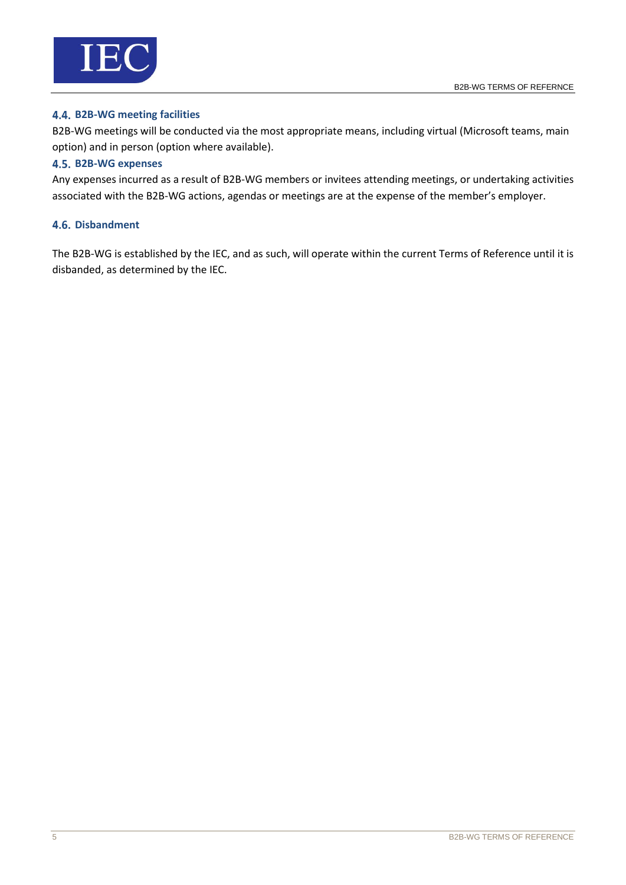### 4.4. B2B-WG meeting facilities

B2B-WG meetings will be conducted via the most appropriate means, including virtual (Microsoft teams, main option) and in person (option where available).

### 4.5. B2B-WG expenses

Any expenses incurred as a result of B2B-WG members or invitees attending meetings, or undertaking activities associated with the B2B-WG actions, agendas or meetings are at the expense of the member's employer.

### 4.6. Disbandment

The B2B-WG is established by the IEC, and as such, will operate within the current Terms of Reference until it is disbanded, as determined by the IEC.